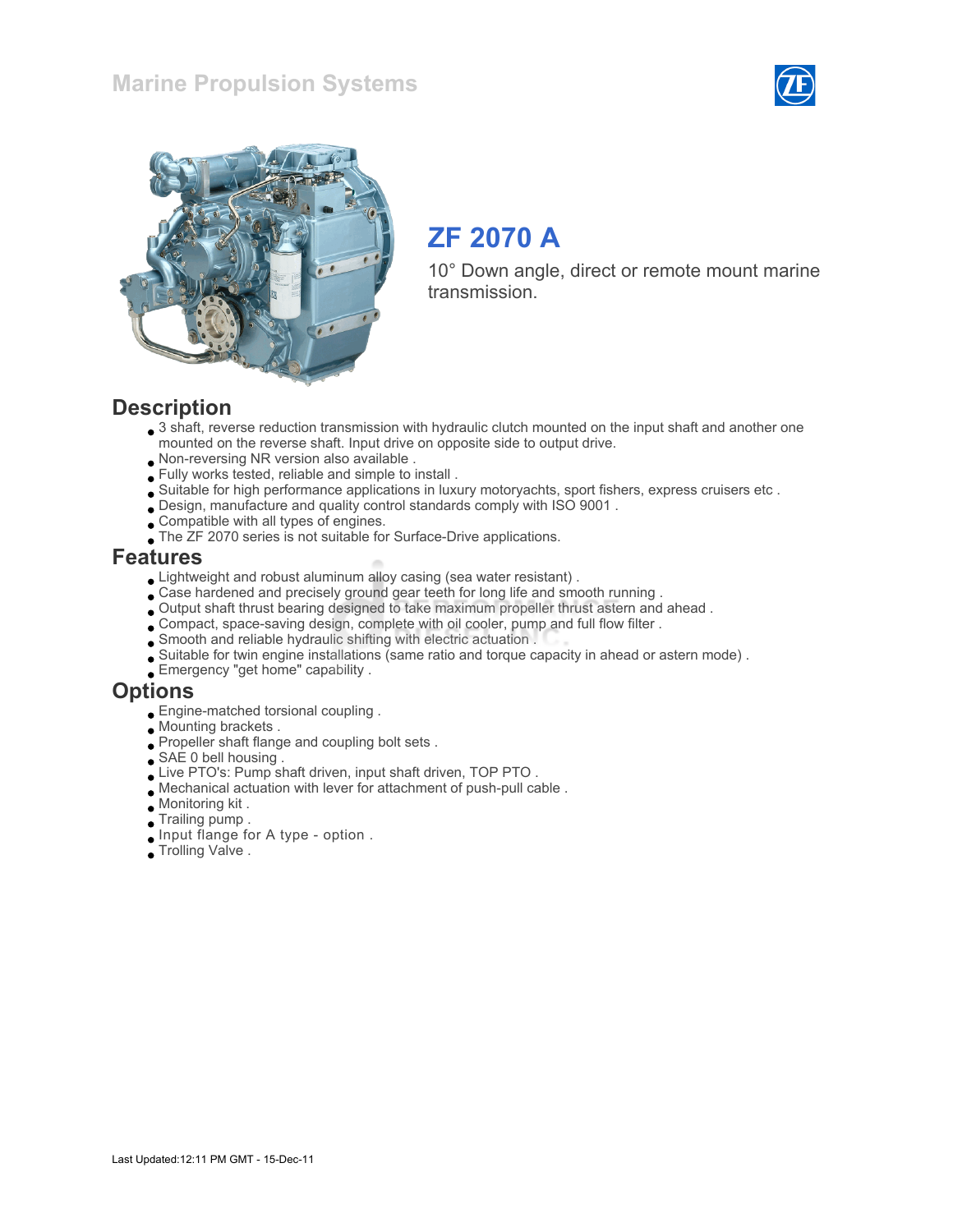Marine Propulsion Systems

# ZF 2070 A

10° Down angle, direct or remote mount marine transmission.

## Description

- 3 shaft, reverse reduction transmission with hydraulic clutch mounted on the input shaft and another one mounted on the reverse shaft. Input drive on opposite side to output drive.
- Non-reversing NR version also available .
- Fully works tested, reliable and simple to install .
- Suitable for high performance applications in luxury motoryachts, sport fishers, express cruisers etc .
- Design, manufacture and quality control standards comply with ISO 9001 .
- Compatible with all types of engines.
- The ZF 2070 series is not suitable for Surface-Drive applications.

## Features

- Lightweight and robust aluminum alloy casing (sea water resistant) .
- Case hardened and precisely ground gear teeth for long life and smooth running .
- Output shaft thrust bearing designed to take maximum propeller thrust astern and ahead .
- Compact, space-saving design, complete with oil cooler, pump and full flow filter .
- Smooth and reliable hydraulic shifting with electric actuation .
- Suitable for twin engine installations (same ratio and torque capacity in ahead or astern mode) .
- Emergency "get home" capability .

## Options

- Engine-matched torsional coupling .
- Mounting brackets .
- Propeller shaft flange and coupling bolt sets .
- SAE 0 bell housing .
- Live PTO's: Pump shaft driven, input shaft driven, TOP PTO .
- Mechanical actuation with lever for attachment of push-pull cable .
- Monitoring kit .
- Trailing pump .
- Input flange for A type - option .
- Trolling Valve .

Last Updated:12:11 PM GMT - 15-Dec-11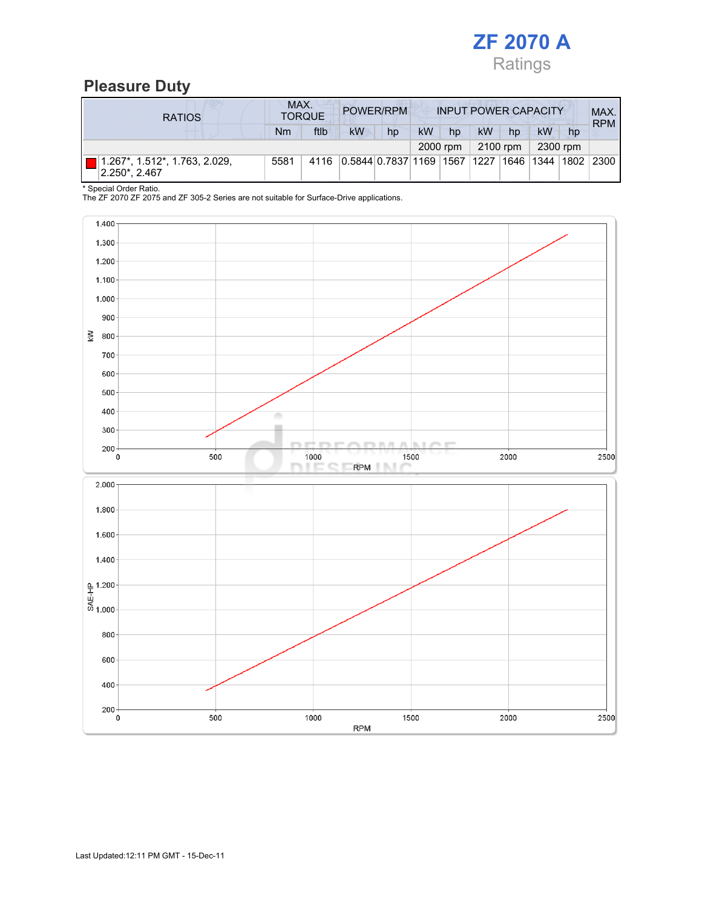# ZF 2070 A

Ratings

## Pleasure Duty

| RATIOS | MAX. TORQUE | | POWER/RPM | | INPUT POWER CAPACITY | | | | | | MAX. RPM |
|---|---|---|---|---|---|---|---|---|---|---|---|
| | Nm | ftlb | kW | hp | kW | hp | kW | hp | kW | hp | |
| | | | | | 2000 rpm | | 2100 rpm | | 2300 rpm | | |
| 1.267*, 1.512*, 1.763, 2.029, 2.250*, 2.467 | 5581 | 4116 | 0.5844 | 0.7837 | 1169 | 1567 | 1227 | 1646 | 1344 | 1802 | 2300 |

* Special Order Ratio.

The ZF 2070 ZF 2075 and ZF 305-2 Series are not suitable for Surface-Drive applications.

Last Updated:12:11 PM GMT - 15-Dec-11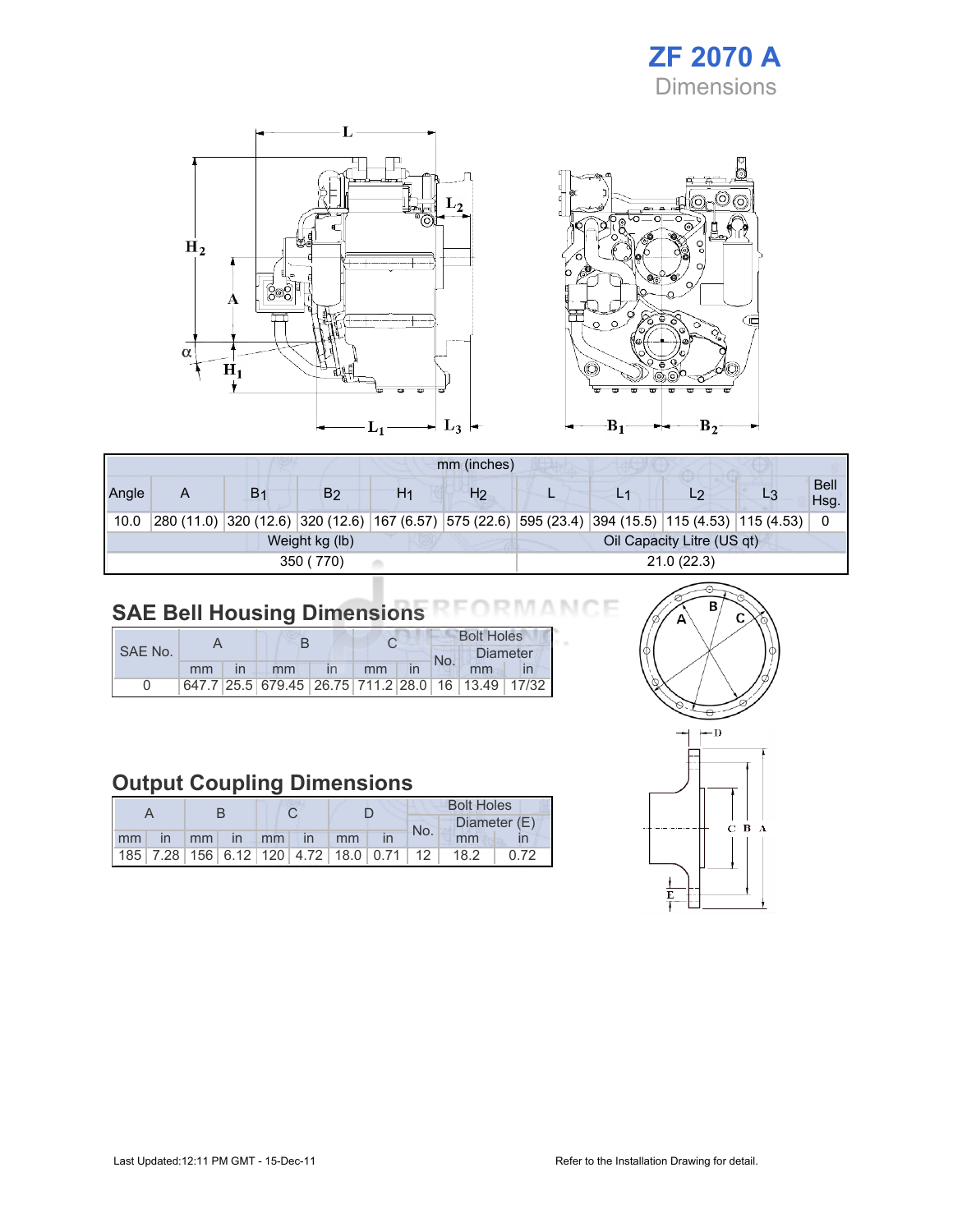# ZF 2070 A

## Dimensions

| mm (inches) | | | | | | | | | | |
|---|---|---|---|---|---|---|---|---|---|---|
| Angle | A | $B_1$ | $B_2$ | $H_1$ | $H_2$ | L | $L_1$ | $L_2$ | $L_3$ | Bell Hsg. |
| 10.0 | 280 (11.0) | 320 (12.6) | 320 (12.6) | 167 (6.57) | 575 (22.6) | 595 (23.4) | 394 (15.5) | 115 (4.53) | 115 (4.53) | 0 |
| Weight kg (lb) | | | | | Oil Capacity Litre (US qt) | | | | | |
| 350 ( 770) | | | | | 21.0 (22.3) | | | | | |

## SAE Bell Housing Dimensions

| SAE No. | A | | B | | C | | Bolt Holes | | |
|---|---|---|---|---|---|---|---|---|---|
| | | | | | | | No. | Diameter | |
| | mm | in | mm | in | mm | in | | mm | in |
| 0 | 647.7 | 25.5 | 679.45 | 26.75 | 711.2 | 28.0 | 16 | 13.49 | 17/32 |

## Output Coupling Dimensions

| A | | B | | C | | D | | Bolt Holes | | |
|---|---|---|---|---|---|---|---|---|---|---|
| | | | | | | | | No. | Diameter (E) | |
| mm | in | mm | in | mm | in | mm | in | | mm | in |
| 185 | 7.28 | 156 | 6.12 | 120 | 4.72 | 18.0 | 0.71 | 12 | 18.2 | 0.72 |

Last Updated:12:11 PM GMT - 15-Dec-11

Refer to the Installation Drawing for detail.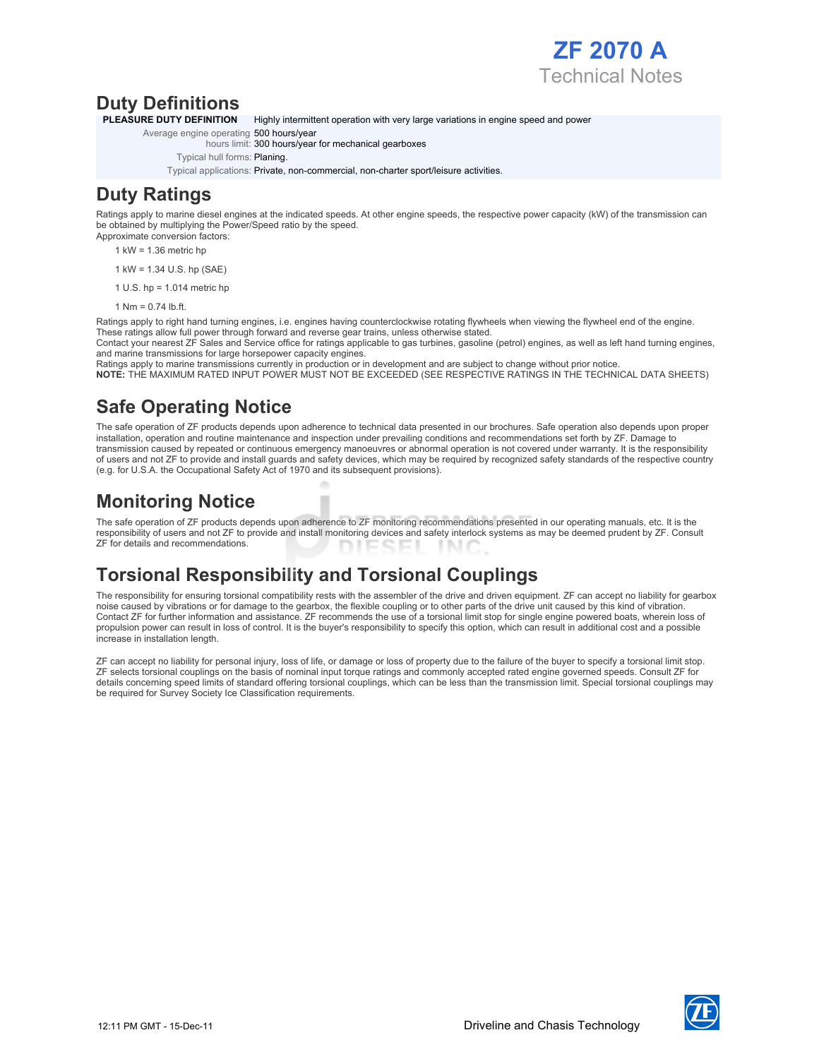# ZF 2070 A

Technical Notes

## Duty Definitions

| | |
|---|---|
| **PLEASURE DUTY DEFINITION** | Highly intermittent operation with very large variations in engine speed and power |
| Average engine operating hours limit: | 500 hours/year<br>300 hours/year for mechanical gearboxes |
| Typical hull forms: | Planing. |
| Typical applications: | Private, non-commercial, non-charter sport/leisure activities. |

## Duty Ratings

Ratings apply to marine diesel engines at the indicated speeds. At other engine speeds, the respective power capacity (kW) of the transmission can be obtained by multiplying the Power/Speed ratio by the speed.

Approximate conversion factors:

1 kW = 1.36 metric hp

1 kW = 1.34 U.S. hp (SAE)

1 U.S. hp = 1.014 metric hp

1 Nm = 0.74 lb.ft.

Ratings apply to right hand turning engines, i.e. engines having counterclockwise rotating flywheels when viewing the flywheel end of the engine. These ratings allow full power through forward and reverse gear trains, unless otherwise stated.

Contact your nearest ZF Sales and Service office for ratings applicable to gas turbines, gasoline (petrol) engines, as well as left hand turning engines, and marine transmissions for large horsepower capacity engines.

Ratings apply to marine transmissions currently in production or in development and are subject to change without prior notice.

**NOTE:** THE MAXIMUM RATED INPUT POWER MUST NOT BE EXCEEDED (SEE RESPECTIVE RATINGS IN THE TECHNICAL DATA SHEETS)

## Safe Operating Notice

The safe operation of ZF products depends upon adherence to technical data presented in our brochures. Safe operation also depends upon proper installation, operation and routine maintenance and inspection under prevailing conditions and recommendations set forth by ZF. Damage to transmission caused by repeated or continuous emergency manoeuvres or abnormal operation is not covered under warranty. It is the responsibility of users and not ZF to provide and install guards and safety devices, which may be required by recognized safety standards of the respective country (e.g. for U.S.A. the Occupational Safety Act of 1970 and its subsequent provisions).

## Monitoring Notice

The safe operation of ZF products depends upon adherence to ZF monitoring recommendations presented in our operating manuals, etc. It is the responsibility of users and not ZF to provide and install monitoring devices and safety interlock systems as may be deemed prudent by ZF. Consult ZF for details and recommendations.

## Torsional Responsibility and Torsional Couplings

The responsibility for ensuring torsional compatibility rests with the assembler of the drive and driven equipment. ZF can accept no liability for gearbox noise caused by vibrations or for damage to the gearbox, the flexible coupling or to other parts of the drive unit caused by this kind of vibration. Contact ZF for further information and assistance. ZF recommends the use of a torsional limit stop for single engine powered boats, wherein loss of propulsion power can result in loss of control. It is the buyer's responsibility to specify this option, which can result in additional cost and a possible increase in installation length.

ZF can accept no liability for personal injury, loss of life, or damage or loss of property due to the failure of the buyer to specify a torsional limit stop. ZF selects torsional couplings on the basis of nominal input torque ratings and commonly accepted rated engine governed speeds. Consult ZF for details concerning speed limits of standard offering torsional couplings, which can be less than the transmission limit. Special torsional couplings may be required for Survey Society Ice Classification requirements.

12:11 PM GMT - 15-Dec-11

Driveline and Chasis Technology